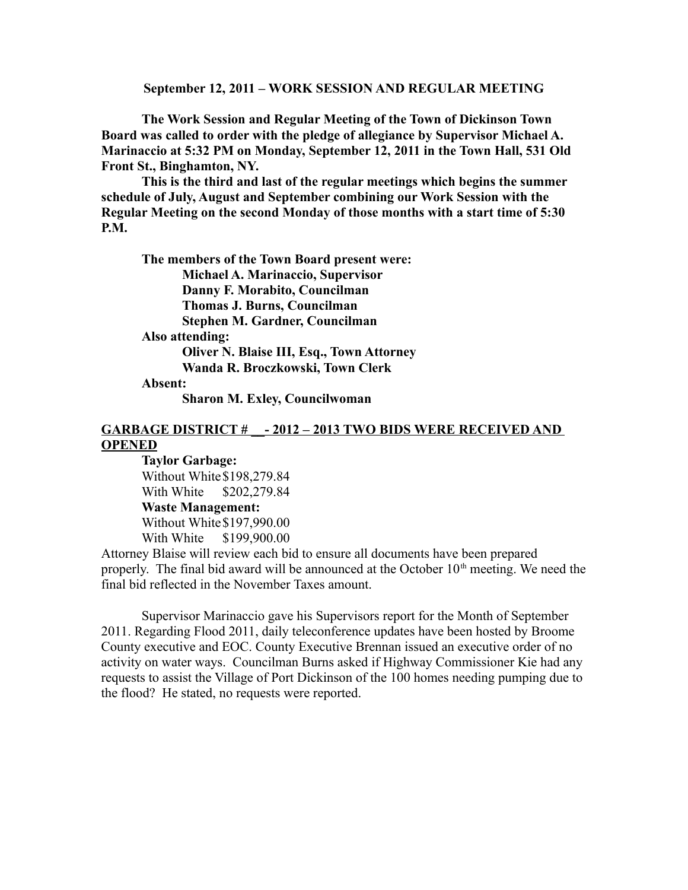**September 12, 2011 – WORK SESSION AND REGULAR MEETING**

**The Work Session and Regular Meeting of the Town of Dickinson Town Board was called to order with the pledge of allegiance by Supervisor Michael A. Marinaccio at 5:32 PM on Monday, September 12, 2011 in the Town Hall, 531 Old Front St., Binghamton, NY.**

**This is the third and last of the regular meetings which begins the summer schedule of July, August and September combining our Work Session with the Regular Meeting on the second Monday of those months with a start time of 5:30 P.M.**

**The members of the Town Board present were:**
**Michael A. Marinaccio, Supervisor**
**Danny F. Morabito, Councilman**
**Thomas J. Burns, Councilman**
**Stephen M. Gardner, Councilman**

**Also attending:**
**Oliver N. Blaise III, Esq., Town Attorney**
**Wanda R. Broczkowski, Town Clerk**

**Absent:**
**Sharon M. Exley, Councilwoman**

**GARBAGE DISTRICT # __- 2012 – 2013 TWO BIDS WERE RECEIVED AND OPENED**

**Taylor Garbage:**
Without White $198,279.84
With White $202,279.84

**Waste Management:**
Without White $197,990.00
With White $199,900.00

Attorney Blaise will review each bid to ensure all documents have been prepared properly. The final bid award will be announced at the October 10th meeting. We need the final bid reflected in the November Taxes amount.

Supervisor Marinaccio gave his Supervisors report for the Month of September 2011. Regarding Flood 2011, daily teleconference updates have been hosted by Broome County executive and EOC. County Executive Brennan issued an executive order of no activity on water ways. Councilman Burns asked if Highway Commissioner Kie had any requests to assist the Village of Port Dickinson of the 100 homes needing pumping due to the flood? He stated, no requests were reported.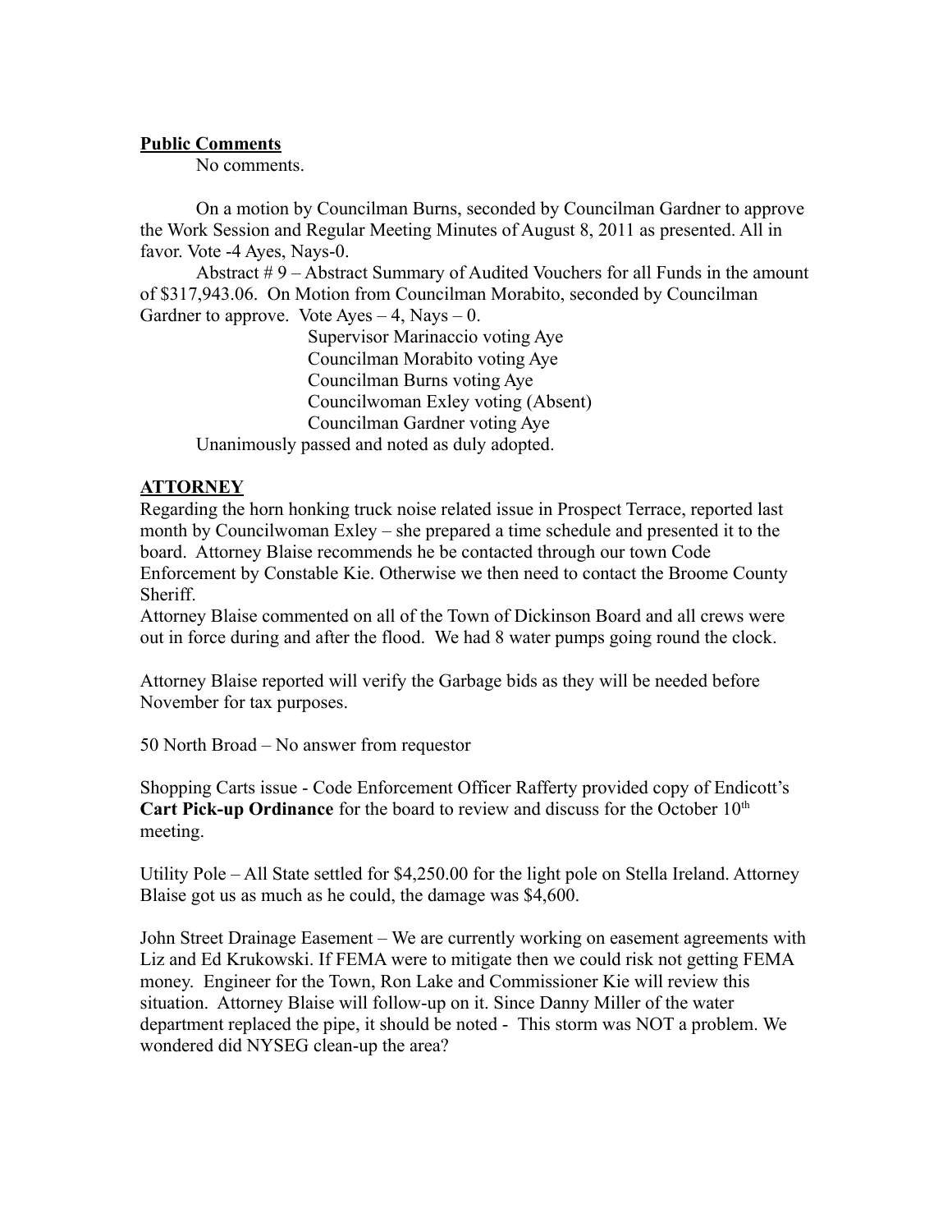**Public Comments**

No comments.

On a motion by Councilman Burns, seconded by Councilman Gardner to approve the Work Session and Regular Meeting Minutes of August 8, 2011 as presented. All in favor. Vote -4 Ayes, Nays-0.

Abstract # 9 – Abstract Summary of Audited Vouchers for all Funds in the amount of $317,943.06. On Motion from Councilman Morabito, seconded by Councilman Gardner to approve. Vote Ayes – 4, Nays – 0.

Supervisor Marinaccio voting Aye
Councilman Morabito voting Aye
Councilman Burns voting Aye
Councilwoman Exley voting (Absent)
Councilman Gardner voting Aye

Unanimously passed and noted as duly adopted.

**ATTORNEY**

Regarding the horn honking truck noise related issue in Prospect Terrace, reported last month by Councilwoman Exley – she prepared a time schedule and presented it to the board. Attorney Blaise recommends he be contacted through our town Code Enforcement by Constable Kie. Otherwise we then need to contact the Broome County Sheriff.

Attorney Blaise commented on all of the Town of Dickinson Board and all crews were out in force during and after the flood. We had 8 water pumps going round the clock.

Attorney Blaise reported will verify the Garbage bids as they will be needed before November for tax purposes.

50 North Broad – No answer from requestor

Shopping Carts issue - Code Enforcement Officer Rafferty provided copy of Endicott's **Cart Pick-up Ordinance** for the board to review and discuss for the October 10th meeting.

Utility Pole – All State settled for $4,250.00 for the light pole on Stella Ireland. Attorney Blaise got us as much as he could, the damage was $4,600.

John Street Drainage Easement – We are currently working on easement agreements with Liz and Ed Krukowski. If FEMA were to mitigate then we could risk not getting FEMA money. Engineer for the Town, Ron Lake and Commissioner Kie will review this situation. Attorney Blaise will follow-up on it. Since Danny Miller of the water department replaced the pipe, it should be noted - This storm was NOT a problem. We wondered did NYSEG clean-up the area?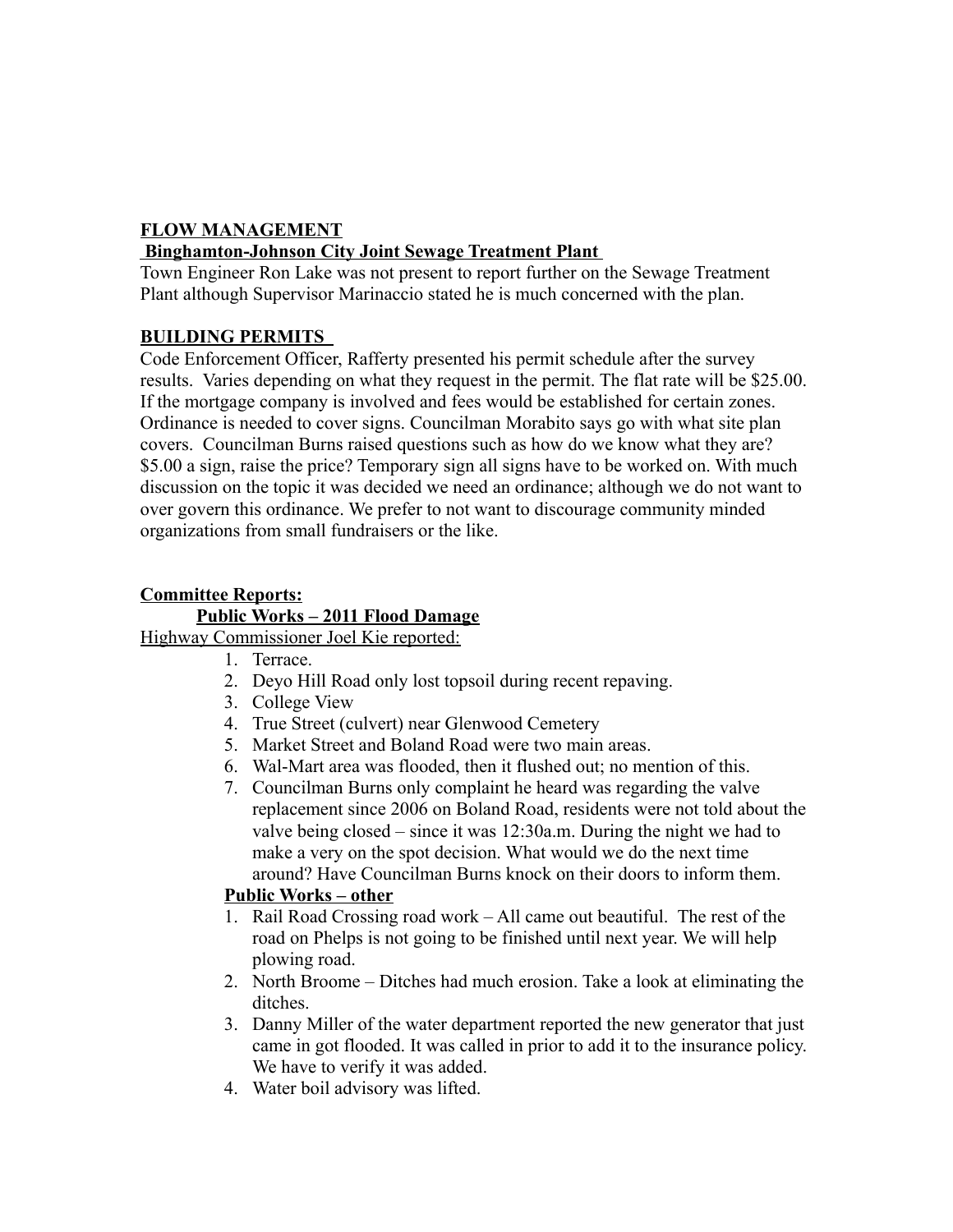**FLOW MANAGEMENT**

**Binghamton-Johnson City Joint Sewage Treatment Plant**

Town Engineer Ron Lake was not present to report further on the Sewage Treatment Plant although Supervisor Marinaccio stated he is much concerned with the plan.

**BUILDING PERMITS**

Code Enforcement Officer, Rafferty presented his permit schedule after the survey results. Varies depending on what they request in the permit. The flat rate will be $25.00. If the mortgage company is involved and fees would be established for certain zones. Ordinance is needed to cover signs. Councilman Morabito says go with what site plan covers. Councilman Burns raised questions such as how do we know what they are? $5.00 a sign, raise the price? Temporary sign all signs have to be worked on. With much discussion on the topic it was decided we need an ordinance; although we do not want to over govern this ordinance. We prefer to not want to discourage community minded organizations from small fundraisers or the like.

**Committee Reports:**

**Public Works – 2011 Flood Damage**

Highway Commissioner Joel Kie reported:

1. Terrace.
2. Deyo Hill Road only lost topsoil during recent repaving.
3. College View
4. True Street (culvert) near Glenwood Cemetery
5. Market Street and Boland Road were two main areas.
6. Wal-Mart area was flooded, then it flushed out; no mention of this.
7. Councilman Burns only complaint he heard was regarding the valve replacement since 2006 on Boland Road, residents were not told about the valve being closed – since it was 12:30a.m. During the night we had to make a very on the spot decision. What would we do the next time around? Have Councilman Burns knock on their doors to inform them.

**Public Works – other**

1. Rail Road Crossing road work – All came out beautiful. The rest of the road on Phelps is not going to be finished until next year. We will help plowing road.
2. North Broome – Ditches had much erosion. Take a look at eliminating the ditches.
3. Danny Miller of the water department reported the new generator that just came in got flooded. It was called in prior to add it to the insurance policy. We have to verify it was added.
4. Water boil advisory was lifted.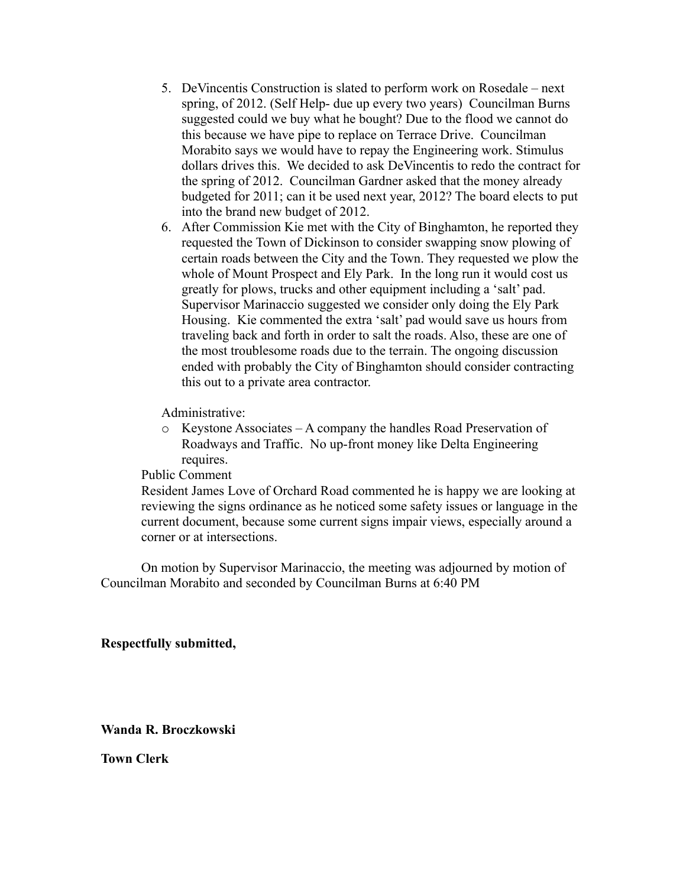5. DeVincentis Construction is slated to perform work on Rosedale – next spring, of 2012. (Self Help- due up every two years) Councilman Burns suggested could we buy what he bought? Due to the flood we cannot do this because we have pipe to replace on Terrace Drive. Councilman Morabito says we would have to repay the Engineering work. Stimulus dollars drives this. We decided to ask DeVincentis to redo the contract for the spring of 2012. Councilman Gardner asked that the money already budgeted for 2011; can it be used next year, 2012? The board elects to put into the brand new budget of 2012.
6. After Commission Kie met with the City of Binghamton, he reported they requested the Town of Dickinson to consider swapping snow plowing of certain roads between the City and the Town. They requested we plow the whole of Mount Prospect and Ely Park. In the long run it would cost us greatly for plows, trucks and other equipment including a 'salt' pad. Supervisor Marinaccio suggested we consider only doing the Ely Park Housing. Kie commented the extra 'salt' pad would save us hours from traveling back and forth in order to salt the roads. Also, these are one of the most troublesome roads due to the terrain. The ongoing discussion ended with probably the City of Binghamton should consider contracting this out to a private area contractor.

Administrative:

- Keystone Associates – A company the handles Road Preservation of Roadways and Traffic. No up-front money like Delta Engineering requires.

Public Comment

Resident James Love of Orchard Road commented he is happy we are looking at reviewing the signs ordinance as he noticed some safety issues or language in the current document, because some current signs impair views, especially around a corner or at intersections.

On motion by Supervisor Marinaccio, the meeting was adjourned by motion of Councilman Morabito and seconded by Councilman Burns at 6:40 PM

**Respectfully submitted,**

**Wanda R. Broczkowski**

**Town Clerk**